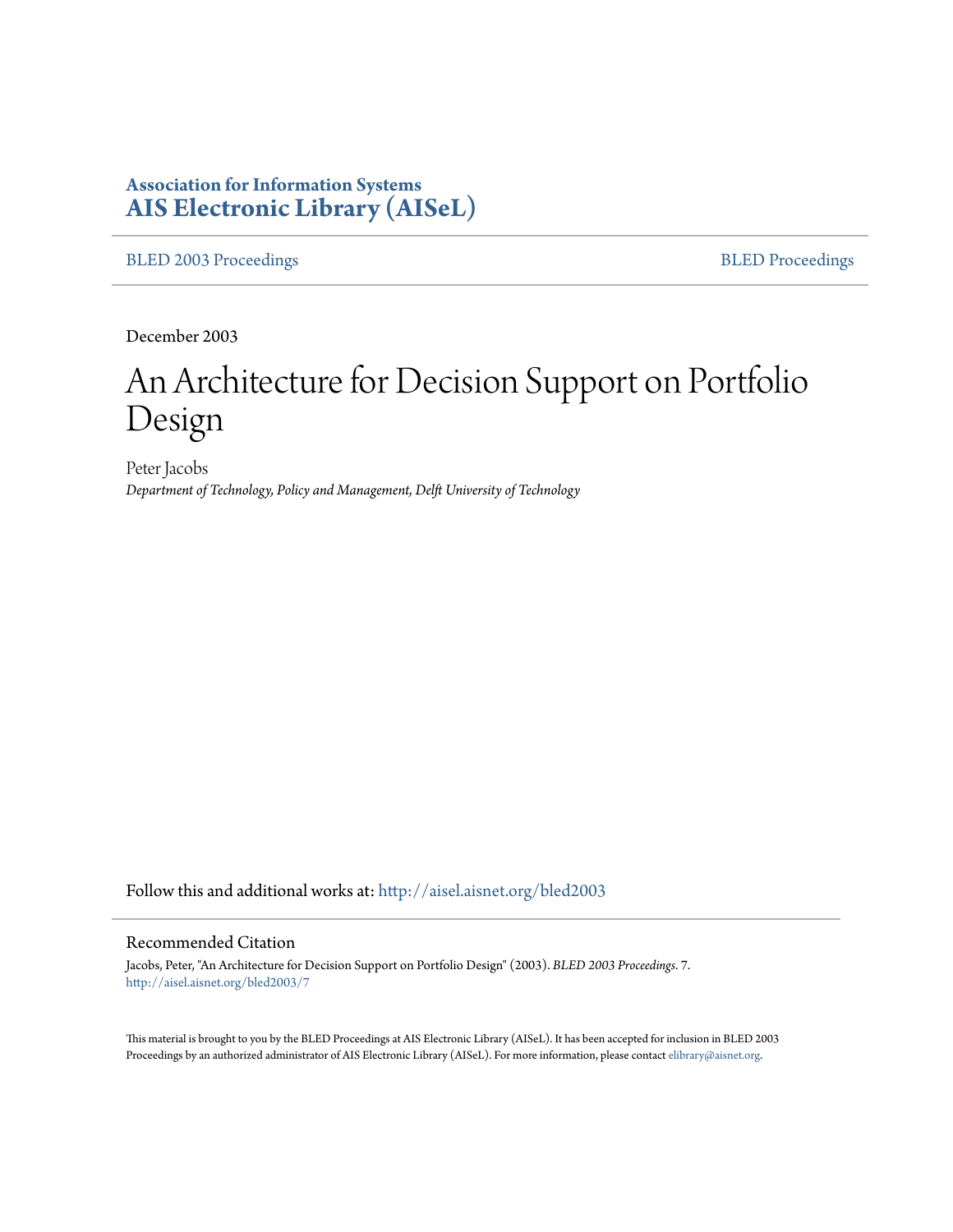**Association for Information Systems**
**AIS Electronic Library (AISeL)**

BLED 2003 Proceedings | BLED Proceedings

December 2003

# An Architecture for Decision Support on Portfolio Design

Peter Jacobs
*Department of Technology, Policy and Management, Delft University of Technology*

Follow this and additional works at: http://aisel.aisnet.org/bled2003

## Recommended Citation

Jacobs, Peter, "An Architecture for Decision Support on Portfolio Design" (2003). *BLED 2003 Proceedings*. 7.
http://aisel.aisnet.org/bled2003/7

This material is brought to you by the BLED Proceedings at AIS Electronic Library (AISeL). It has been accepted for inclusion in BLED 2003 Proceedings by an authorized administrator of AIS Electronic Library (AISeL). For more information, please contact elibrary@aisnet.org.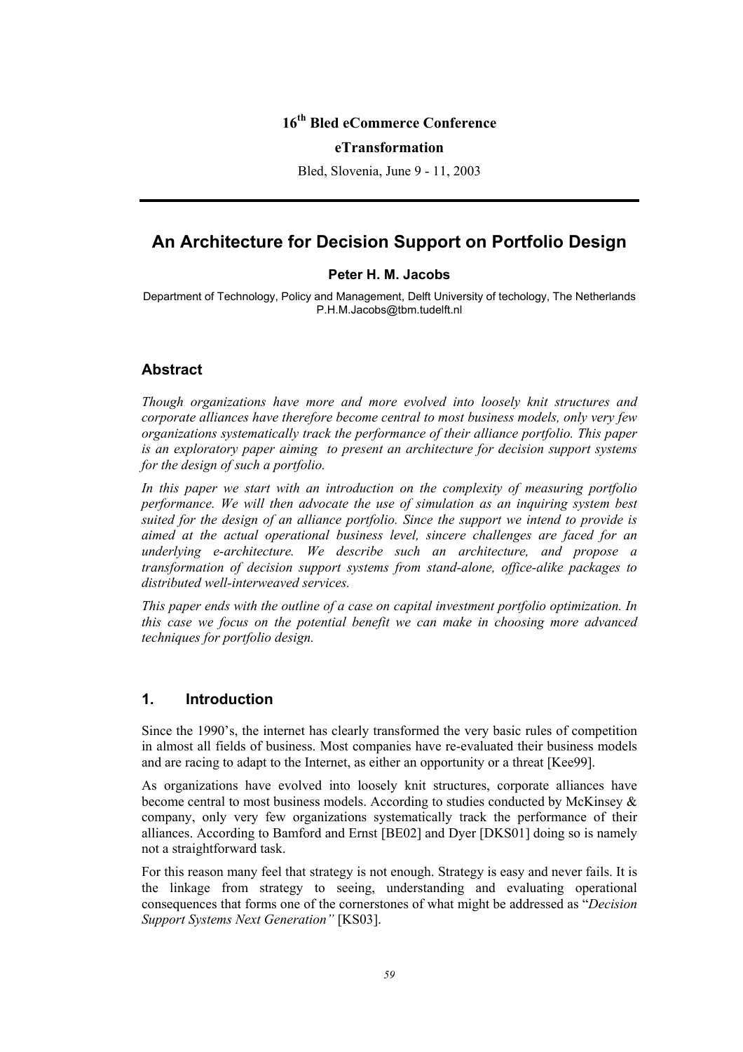16th Bled eCommerce Conference

eTransformation

Bled, Slovenia, June 9 - 11, 2003

# An Architecture for Decision Support on Portfolio Design

**Peter H. M. Jacobs**

Department of Technology, Policy and Management, Delft University of techology, The Netherlands
P.H.M.Jacobs@tbm.tudelft.nl

## Abstract

*Though organizations have more and more evolved into loosely knit structures and corporate alliances have therefore become central to most business models, only very few organizations systematically track the performance of their alliance portfolio. This paper is an exploratory paper aiming to present an architecture for decision support systems for the design of such a portfolio.*

*In this paper we start with an introduction on the complexity of measuring portfolio performance. We will then advocate the use of simulation as an inquiring system best suited for the design of an alliance portfolio. Since the support we intend to provide is aimed at the actual operational business level, sincere challenges are faced for an underlying e-architecture. We describe such an architecture, and propose a transformation of decision support systems from stand-alone, office-alike packages to distributed well-interweaved services.*

*This paper ends with the outline of a case on capital investment portfolio optimization. In this case we focus on the potential benefit we can make in choosing more advanced techniques for portfolio design.*

## 1. Introduction

Since the 1990's, the internet has clearly transformed the very basic rules of competition in almost all fields of business. Most companies have re-evaluated their business models and are racing to adapt to the Internet, as either an opportunity or a threat [Kee99].

As organizations have evolved into loosely knit structures, corporate alliances have become central to most business models. According to studies conducted by McKinsey & company, only very few organizations systematically track the performance of their alliances. According to Bamford and Ernst [BE02] and Dyer [DKS01] doing so is namely not a straightforward task.

For this reason many feel that strategy is not enough. Strategy is easy and never fails. It is the linkage from strategy to seeing, understanding and evaluating operational consequences that forms one of the cornerstones of what might be addressed as "*Decision Support Systems Next Generation"* [KS03].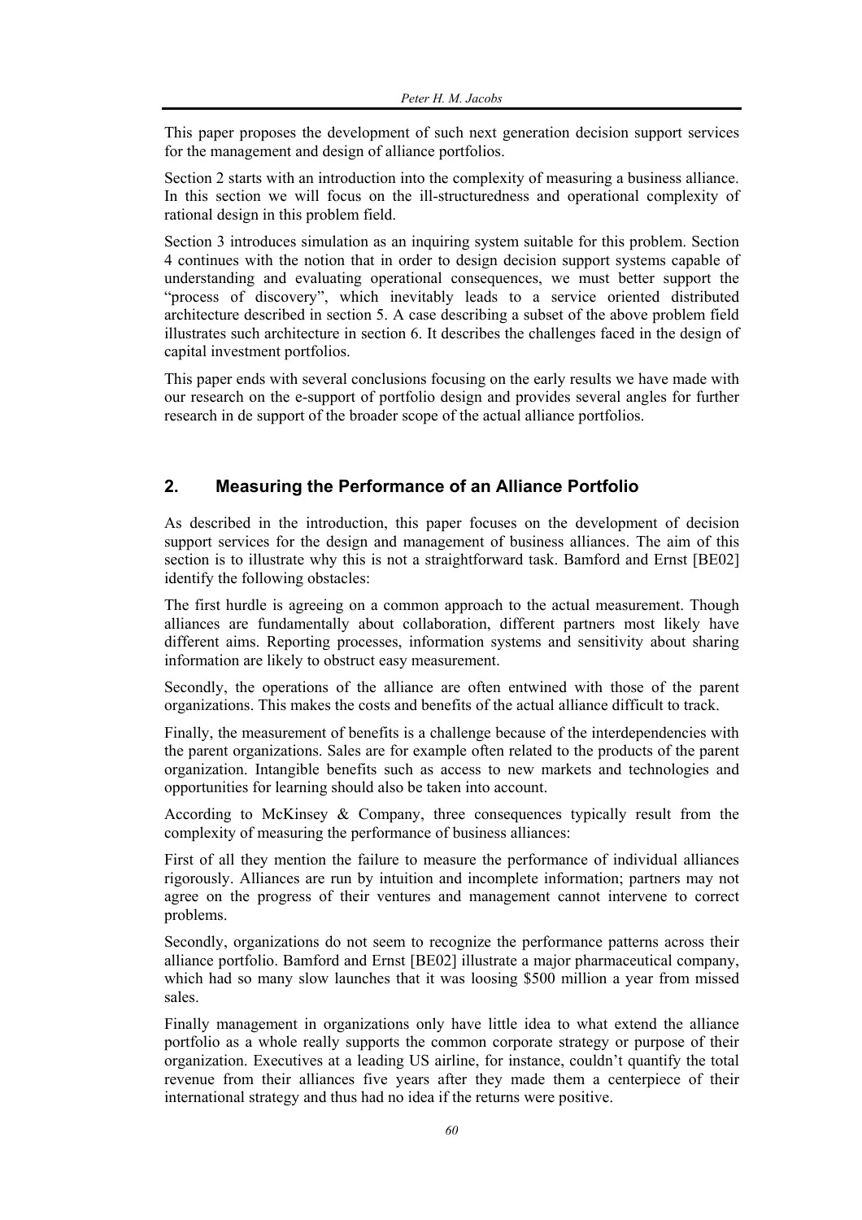This paper proposes the development of such next generation decision support services for the management and design of alliance portfolios.

Section 2 starts with an introduction into the complexity of measuring a business alliance. In this section we will focus on the ill-structuredness and operational complexity of rational design in this problem field.

Section 3 introduces simulation as an inquiring system suitable for this problem. Section 4 continues with the notion that in order to design decision support systems capable of understanding and evaluating operational consequences, we must better support the "process of discovery", which inevitably leads to a service oriented distributed architecture described in section 5. A case describing a subset of the above problem field illustrates such architecture in section 6. It describes the challenges faced in the design of capital investment portfolios.

This paper ends with several conclusions focusing on the early results we have made with our research on the e-support of portfolio design and provides several angles for further research in de support of the broader scope of the actual alliance portfolios.

## 2. Measuring the Performance of an Alliance Portfolio

As described in the introduction, this paper focuses on the development of decision support services for the design and management of business alliances. The aim of this section is to illustrate why this is not a straightforward task. Bamford and Ernst [BE02] identify the following obstacles:

The first hurdle is agreeing on a common approach to the actual measurement. Though alliances are fundamentally about collaboration, different partners most likely have different aims. Reporting processes, information systems and sensitivity about sharing information are likely to obstruct easy measurement.

Secondly, the operations of the alliance are often entwined with those of the parent organizations. This makes the costs and benefits of the actual alliance difficult to track.

Finally, the measurement of benefits is a challenge because of the interdependencies with the parent organizations. Sales are for example often related to the products of the parent organization. Intangible benefits such as access to new markets and technologies and opportunities for learning should also be taken into account.

According to McKinsey & Company, three consequences typically result from the complexity of measuring the performance of business alliances:

First of all they mention the failure to measure the performance of individual alliances rigorously. Alliances are run by intuition and incomplete information; partners may not agree on the progress of their ventures and management cannot intervene to correct problems.

Secondly, organizations do not seem to recognize the performance patterns across their alliance portfolio. Bamford and Ernst [BE02] illustrate a major pharmaceutical company, which had so many slow launches that it was loosing $500 million a year from missed sales.

Finally management in organizations only have little idea to what extend the alliance portfolio as a whole really supports the common corporate strategy or purpose of their organization. Executives at a leading US airline, for instance, couldn't quantify the total revenue from their alliances five years after they made them a centerpiece of their international strategy and thus had no idea if the returns were positive.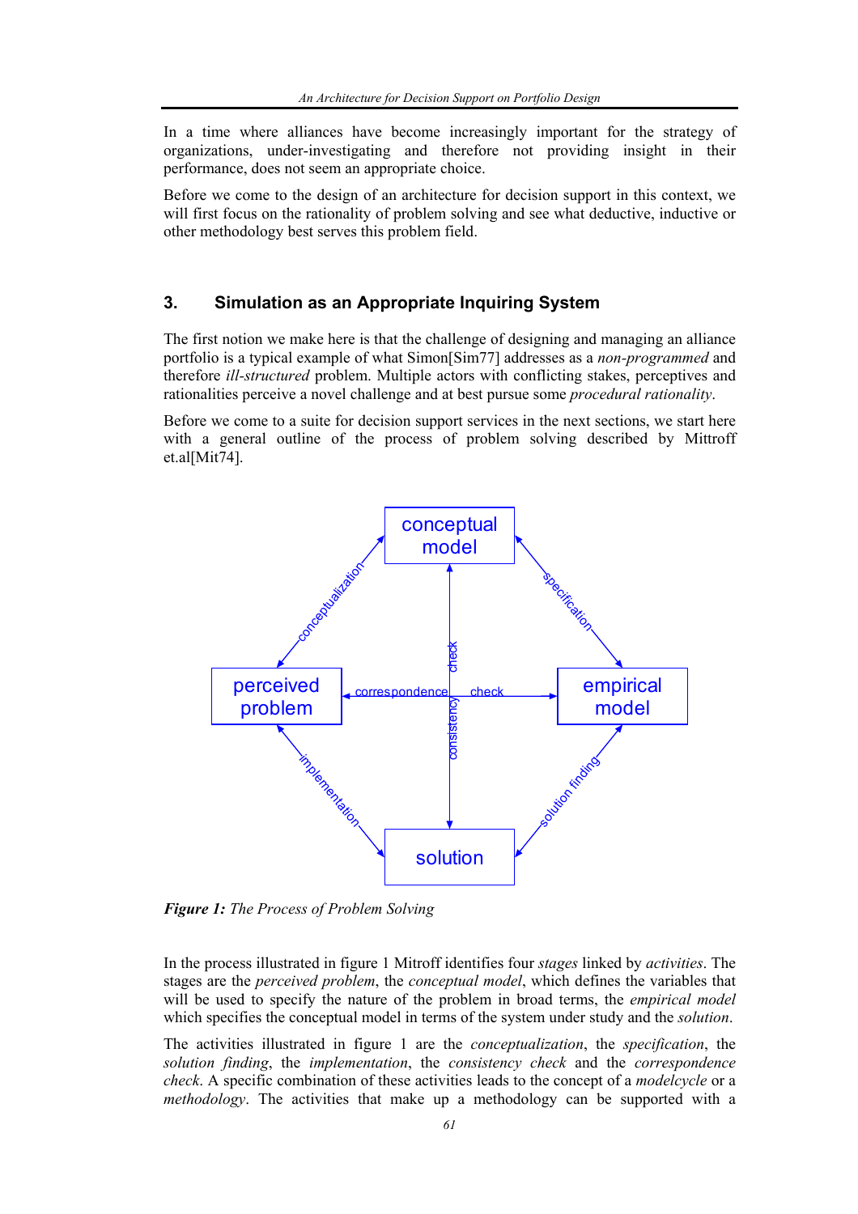In a time where alliances have become increasingly important for the strategy of organizations, under-investigating and therefore not providing insight in their performance, does not seem an appropriate choice.

Before we come to the design of an architecture for decision support in this context, we will first focus on the rationality of problem solving and see what deductive, inductive or other methodology best serves this problem field.

## 3. Simulation as an Appropriate Inquiring System

The first notion we make here is that the challenge of designing and managing an alliance portfolio is a typical example of what Simon[Sim77] addresses as a *non-programmed* and therefore *ill-structured* problem. Multiple actors with conflicting stakes, perceptives and rationalities perceive a novel challenge and at best pursue some *procedural rationality*.

Before we come to a suite for decision support services in the next sections, we start here with a general outline of the process of problem solving described by Mittroff et.al[Mit74].

***Figure 1:*** *The Process of Problem Solving*

In the process illustrated in figure 1 Mitroff identifies four *stages* linked by *activities*. The stages are the *perceived problem*, the *conceptual model*, which defines the variables that will be used to specify the nature of the problem in broad terms, the *empirical model* which specifies the conceptual model in terms of the system under study and the *solution*.

The activities illustrated in figure 1 are the *conceptualization*, the *specification*, the *solution finding*, the *implementation*, the *consistency check* and the *correspondence check*. A specific combination of these activities leads to the concept of a *modelcycle* or a *methodology*. The activities that make up a methodology can be supported with a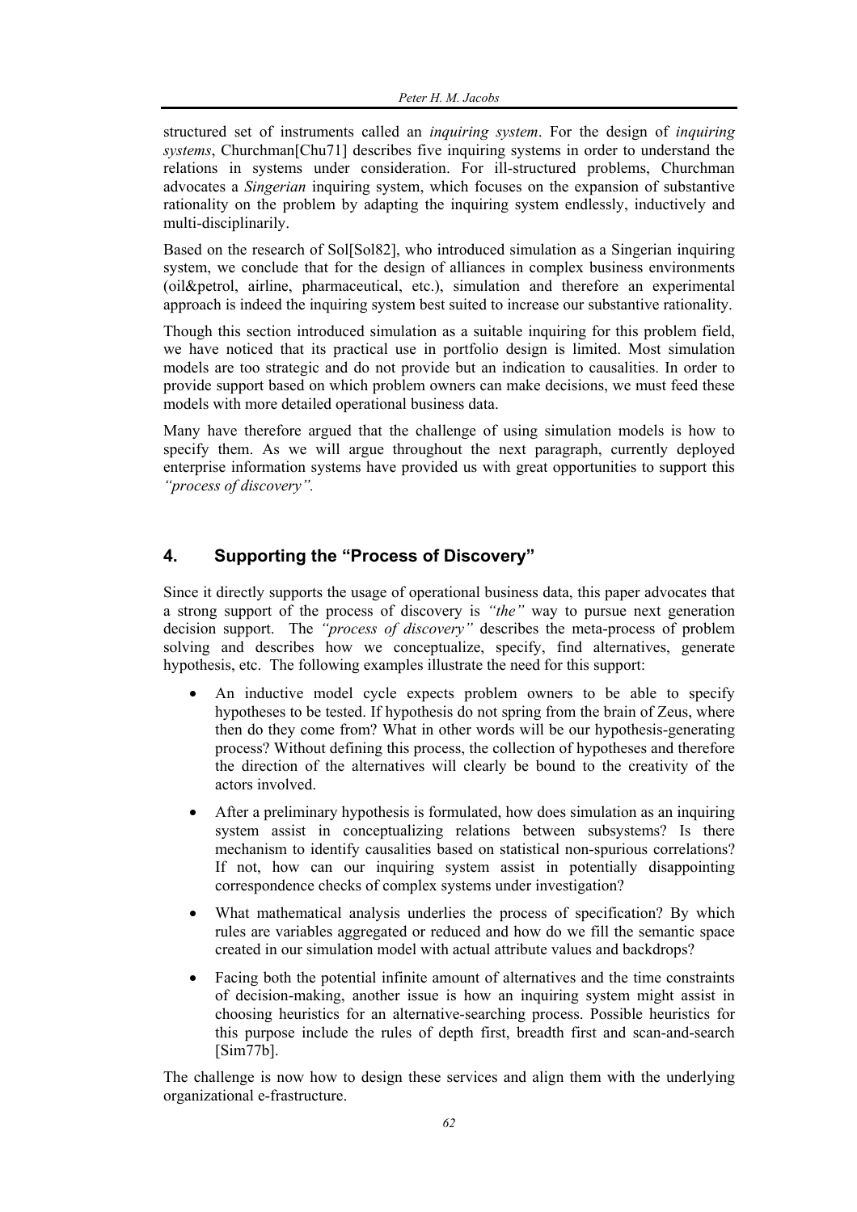structured set of instruments called an *inquiring system*. For the design of *inquiring systems*, Churchman[Chu71] describes five inquiring systems in order to understand the relations in systems under consideration. For ill-structured problems, Churchman advocates a *Singerian* inquiring system, which focuses on the expansion of substantive rationality on the problem by adapting the inquiring system endlessly, inductively and multi-disciplinarily.

Based on the research of Sol[Sol82], who introduced simulation as a Singerian inquiring system, we conclude that for the design of alliances in complex business environments (oil&petrol, airline, pharmaceutical, etc.), simulation and therefore an experimental approach is indeed the inquiring system best suited to increase our substantive rationality.

Though this section introduced simulation as a suitable inquiring for this problem field, we have noticed that its practical use in portfolio design is limited. Most simulation models are too strategic and do not provide but an indication to causalities. In order to provide support based on which problem owners can make decisions, we must feed these models with more detailed operational business data.

Many have therefore argued that the challenge of using simulation models is how to specify them. As we will argue throughout the next paragraph, currently deployed enterprise information systems have provided us with great opportunities to support this *"process of discovery".*

## 4. Supporting the "Process of Discovery"

Since it directly supports the usage of operational business data, this paper advocates that a strong support of the process of discovery is *"the"* way to pursue next generation decision support. The *"process of discovery"* describes the meta-process of problem solving and describes how we conceptualize, specify, find alternatives, generate hypothesis, etc. The following examples illustrate the need for this support:

- An inductive model cycle expects problem owners to be able to specify hypotheses to be tested. If hypothesis do not spring from the brain of Zeus, where then do they come from? What in other words will be our hypothesis-generating process? Without defining this process, the collection of hypotheses and therefore the direction of the alternatives will clearly be bound to the creativity of the actors involved.
- After a preliminary hypothesis is formulated, how does simulation as an inquiring system assist in conceptualizing relations between subsystems? Is there mechanism to identify causalities based on statistical non-spurious correlations? If not, how can our inquiring system assist in potentially disappointing correspondence checks of complex systems under investigation?
- What mathematical analysis underlies the process of specification? By which rules are variables aggregated or reduced and how do we fill the semantic space created in our simulation model with actual attribute values and backdrops?
- Facing both the potential infinite amount of alternatives and the time constraints of decision-making, another issue is how an inquiring system might assist in choosing heuristics for an alternative-searching process. Possible heuristics for this purpose include the rules of depth first, breadth first and scan-and-search [Sim77b].

The challenge is now how to design these services and align them with the underlying organizational e-frastructure.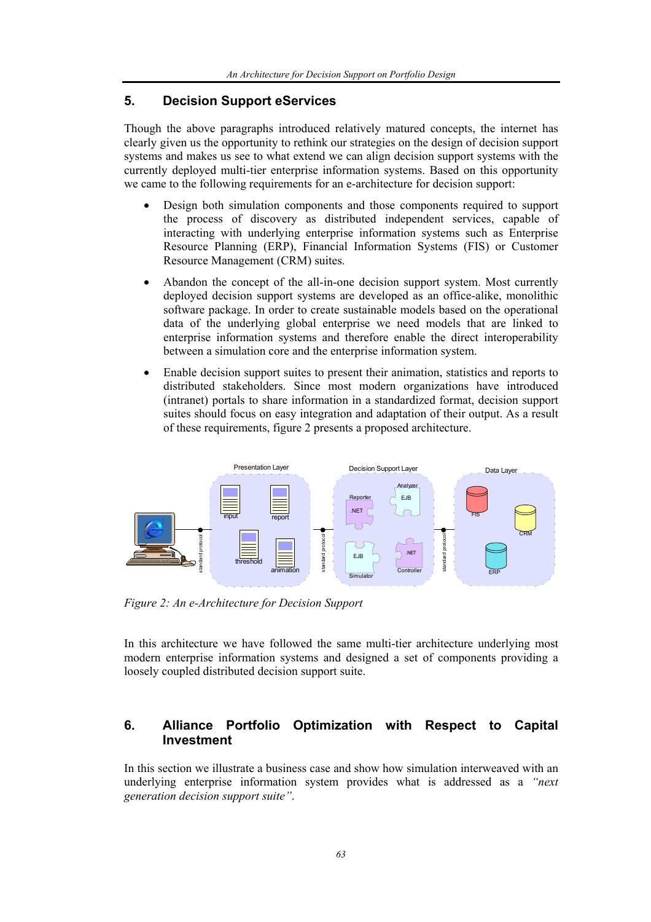## 5. Decision Support eServices

Though the above paragraphs introduced relatively matured concepts, the internet has clearly given us the opportunity to rethink our strategies on the design of decision support systems and makes us see to what extend we can align decision support systems with the currently deployed multi-tier enterprise information systems. Based on this opportunity we came to the following requirements for an e-architecture for decision support:

- Design both simulation components and those components required to support the process of discovery as distributed independent services, capable of interacting with underlying enterprise information systems such as Enterprise Resource Planning (ERP), Financial Information Systems (FIS) or Customer Resource Management (CRM) suites.
- Abandon the concept of the all-in-one decision support system. Most currently deployed decision support systems are developed as an office-alike, monolithic software package. In order to create sustainable models based on the operational data of the underlying global enterprise we need models that are linked to enterprise information systems and therefore enable the direct interoperability between a simulation core and the enterprise information system.
- Enable decision support suites to present their animation, statistics and reports to distributed stakeholders. Since most modern organizations have introduced (intranet) portals to share information in a standardized format, decision support suites should focus on easy integration and adaptation of their output. As a result of these requirements, figure 2 presents a proposed architecture.

*Figure 2: An e-Architecture for Decision Support*

In this architecture we have followed the same multi-tier architecture underlying most modern enterprise information systems and designed a set of components providing a loosely coupled distributed decision support suite.

## 6. Alliance Portfolio Optimization with Respect to Capital Investment

In this section we illustrate a business case and show how simulation interweaved with an underlying enterprise information system provides what is addressed as a *"next generation decision support suite"*.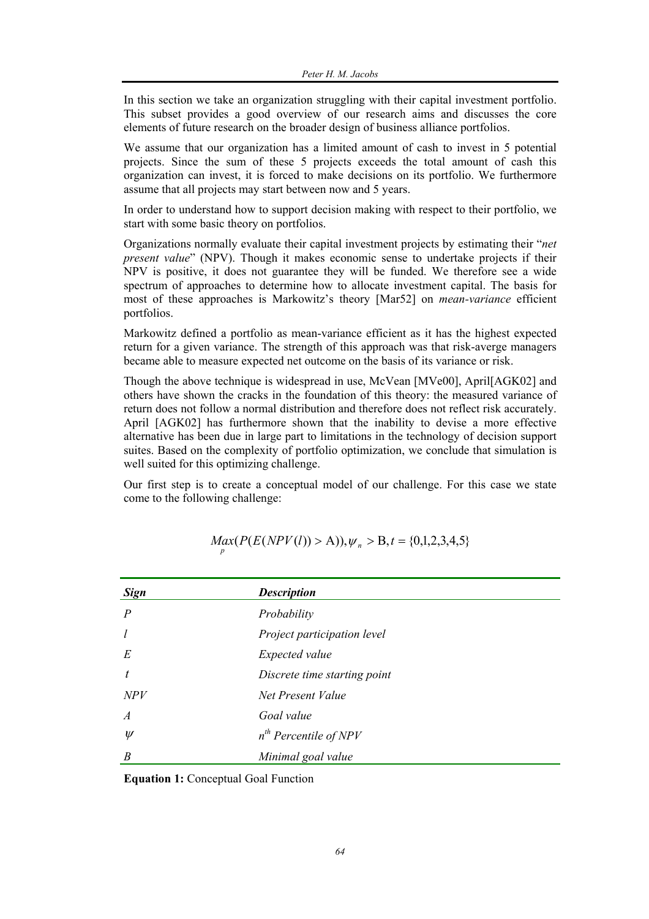In this section we take an organization struggling with their capital investment portfolio. This subset provides a good overview of our research aims and discusses the core elements of future research on the broader design of business alliance portfolios.

We assume that our organization has a limited amount of cash to invest in 5 potential projects. Since the sum of these 5 projects exceeds the total amount of cash this organization can invest, it is forced to make decisions on its portfolio. We furthermore assume that all projects may start between now and 5 years.

In order to understand how to support decision making with respect to their portfolio, we start with some basic theory on portfolios.

Organizations normally evaluate their capital investment projects by estimating their "*net present value*" (NPV). Though it makes economic sense to undertake projects if their NPV is positive, it does not guarantee they will be funded. We therefore see a wide spectrum of approaches to determine how to allocate investment capital. The basis for most of these approaches is Markowitz's theory [Mar52] on *mean-variance* efficient portfolios.

Markowitz defined a portfolio as mean-variance efficient as it has the highest expected return for a given variance. The strength of this approach was that risk-averge managers became able to measure expected net outcome on the basis of its variance or risk.

Though the above technique is widespread in use, McVean [MVe00], April[AGK02] and others have shown the cracks in the foundation of this theory: the measured variance of return does not follow a normal distribution and therefore does not reflect risk accurately. April [AGK02] has furthermore shown that the inability to devise a more effective alternative has been due in large part to limitations in the technology of decision support suites. Based on the complexity of portfolio optimization, we conclude that simulation is well suited for this optimizing challenge.

Our first step is to create a conceptual model of our challenge. For this case we state come to the following challenge:

$$\underset{p}{Max}(P(E(NPV(l)) > \mathrm{A})), \psi_n > \mathrm{B}, t = \{0,1,2,3,4,5\}$$

| *Sign* | *Description* |
|---|---|
| $P$ | *Probability* |
| $l$ | *Project participation level* |
| $E$ | *Expected value* |
| $t$ | *Discrete time starting point* |
| $NPV$ | *Net Present Value* |
| $A$ | *Goal value* |
| $\psi$ | *$n^{th}$ Percentile of NPV* |
| $B$ | *Minimal goal value* |

**Equation 1:** Conceptual Goal Function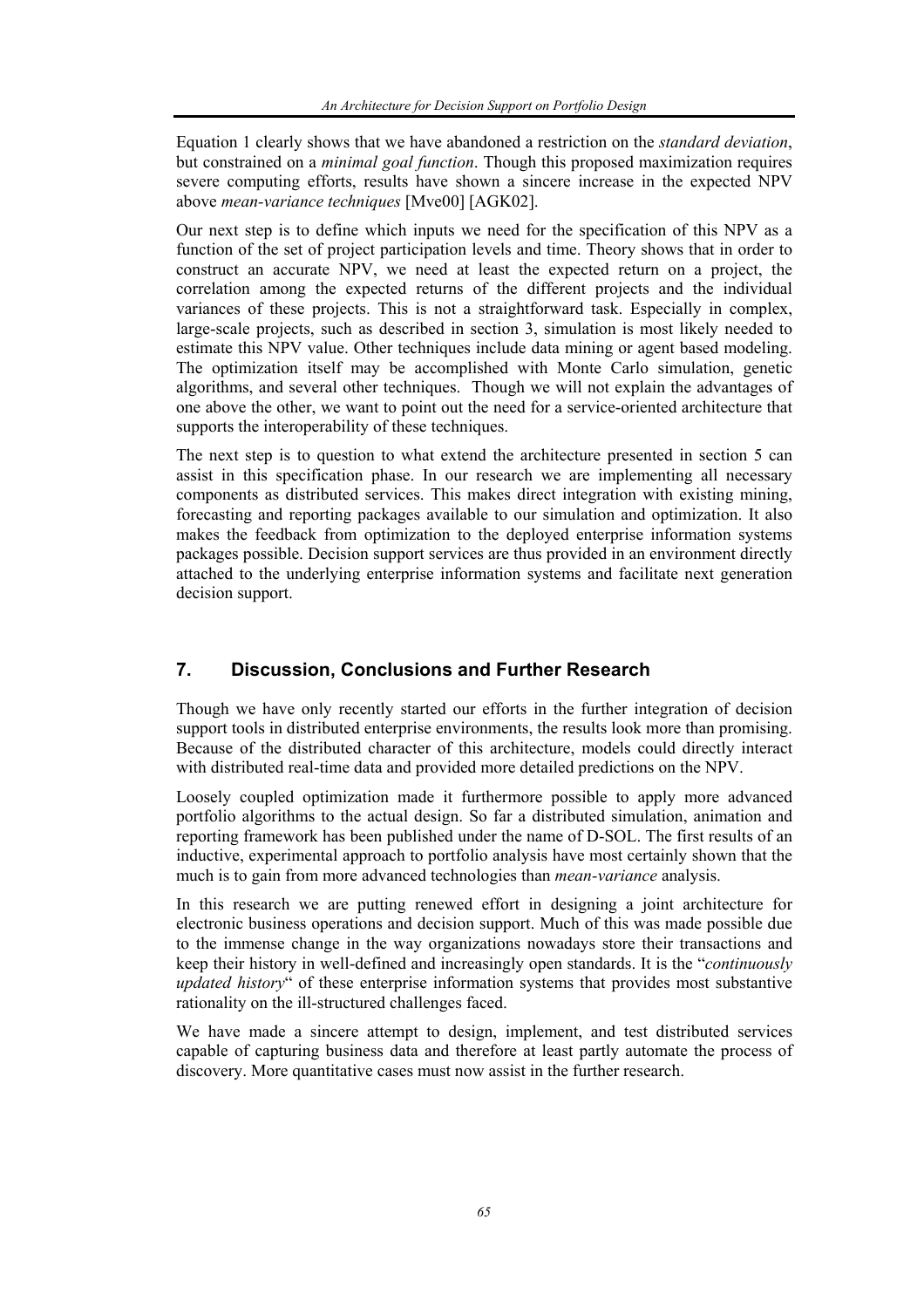Equation 1 clearly shows that we have abandoned a restriction on the *standard deviation*, but constrained on a *minimal goal function*. Though this proposed maximization requires severe computing efforts, results have shown a sincere increase in the expected NPV above *mean-variance techniques* [Mve00] [AGK02].

Our next step is to define which inputs we need for the specification of this NPV as a function of the set of project participation levels and time. Theory shows that in order to construct an accurate NPV, we need at least the expected return on a project, the correlation among the expected returns of the different projects and the individual variances of these projects. This is not a straightforward task. Especially in complex, large-scale projects, such as described in section 3, simulation is most likely needed to estimate this NPV value. Other techniques include data mining or agent based modeling. The optimization itself may be accomplished with Monte Carlo simulation, genetic algorithms, and several other techniques. Though we will not explain the advantages of one above the other, we want to point out the need for a service-oriented architecture that supports the interoperability of these techniques.

The next step is to question to what extend the architecture presented in section 5 can assist in this specification phase. In our research we are implementing all necessary components as distributed services. This makes direct integration with existing mining, forecasting and reporting packages available to our simulation and optimization. It also makes the feedback from optimization to the deployed enterprise information systems packages possible. Decision support services are thus provided in an environment directly attached to the underlying enterprise information systems and facilitate next generation decision support.

## 7. Discussion, Conclusions and Further Research

Though we have only recently started our efforts in the further integration of decision support tools in distributed enterprise environments, the results look more than promising. Because of the distributed character of this architecture, models could directly interact with distributed real-time data and provided more detailed predictions on the NPV.

Loosely coupled optimization made it furthermore possible to apply more advanced portfolio algorithms to the actual design. So far a distributed simulation, animation and reporting framework has been published under the name of D-SOL. The first results of an inductive, experimental approach to portfolio analysis have most certainly shown that the much is to gain from more advanced technologies than *mean-variance* analysis.

In this research we are putting renewed effort in designing a joint architecture for electronic business operations and decision support. Much of this was made possible due to the immense change in the way organizations nowadays store their transactions and keep their history in well-defined and increasingly open standards. It is the "*continuously updated history*" of these enterprise information systems that provides most substantive rationality on the ill-structured challenges faced.

We have made a sincere attempt to design, implement, and test distributed services capable of capturing business data and therefore at least partly automate the process of discovery. More quantitative cases must now assist in the further research.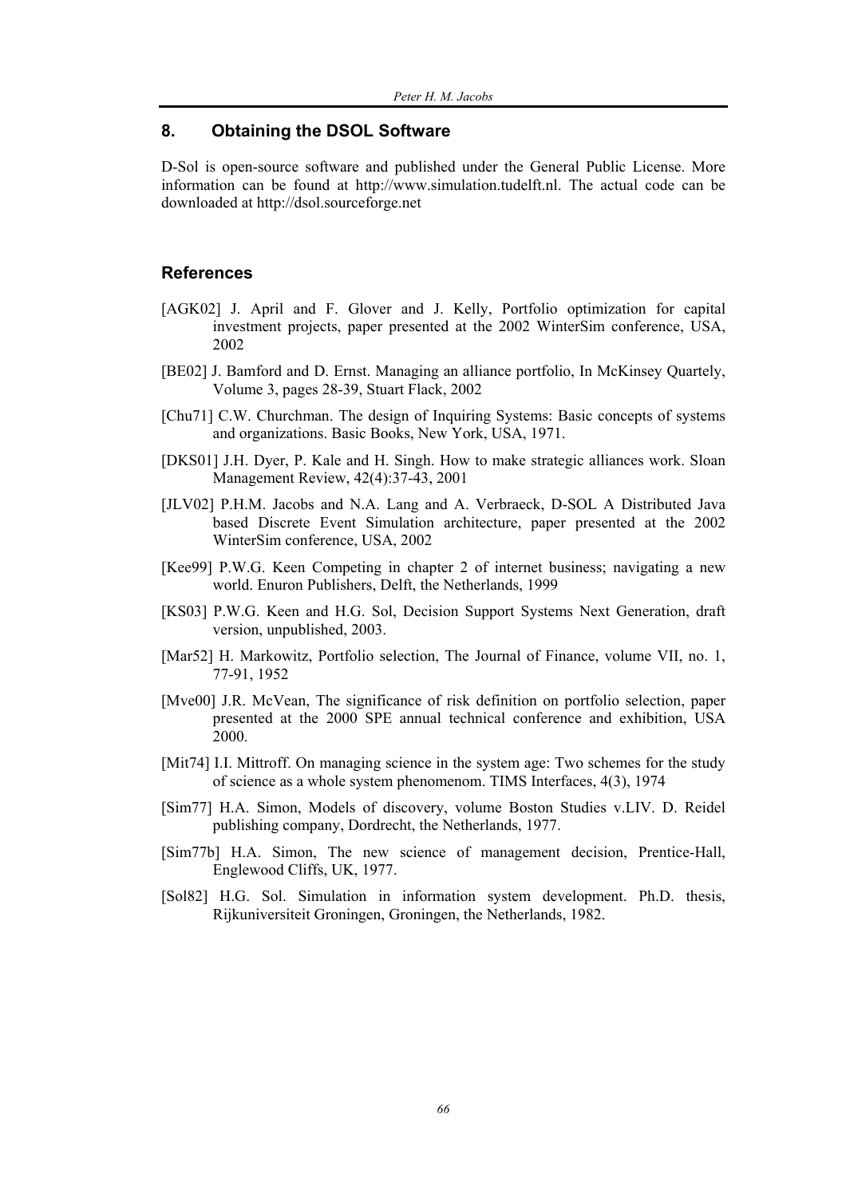## 8. Obtaining the DSOL Software

D-Sol is open-source software and published under the General Public License. More information can be found at http://www.simulation.tudelft.nl. The actual code can be downloaded at http://dsol.sourceforge.net

## References

[AGK02] J. April and F. Glover and J. Kelly, Portfolio optimization for capital investment projects, paper presented at the 2002 WinterSim conference, USA, 2002

[BE02] J. Bamford and D. Ernst. Managing an alliance portfolio, In McKinsey Quartely, Volume 3, pages 28-39, Stuart Flack, 2002

[Chu71] C.W. Churchman. The design of Inquiring Systems: Basic concepts of systems and organizations. Basic Books, New York, USA, 1971.

[DKS01] J.H. Dyer, P. Kale and H. Singh. How to make strategic alliances work. Sloan Management Review, 42(4):37-43, 2001

[JLV02] P.H.M. Jacobs and N.A. Lang and A. Verbraeck, D-SOL A Distributed Java based Discrete Event Simulation architecture, paper presented at the 2002 WinterSim conference, USA, 2002

[Kee99] P.W.G. Keen Competing in chapter 2 of internet business; navigating a new world. Enuron Publishers, Delft, the Netherlands, 1999

[KS03] P.W.G. Keen and H.G. Sol, Decision Support Systems Next Generation, draft version, unpublished, 2003.

[Mar52] H. Markowitz, Portfolio selection, The Journal of Finance, volume VII, no. 1, 77-91, 1952

[Mve00] J.R. McVean, The significance of risk definition on portfolio selection, paper presented at the 2000 SPE annual technical conference and exhibition, USA 2000.

[Mit74] I.I. Mittroff. On managing science in the system age: Two schemes for the study of science as a whole system phenomenom. TIMS Interfaces, 4(3), 1974

[Sim77] H.A. Simon, Models of discovery, volume Boston Studies v.LIV. D. Reidel publishing company, Dordrecht, the Netherlands, 1977.

[Sim77b] H.A. Simon, The new science of management decision, Prentice-Hall, Englewood Cliffs, UK, 1977.

[Sol82] H.G. Sol. Simulation in information system development. Ph.D. thesis, Rijkuniversiteit Groningen, Groningen, the Netherlands, 1982.